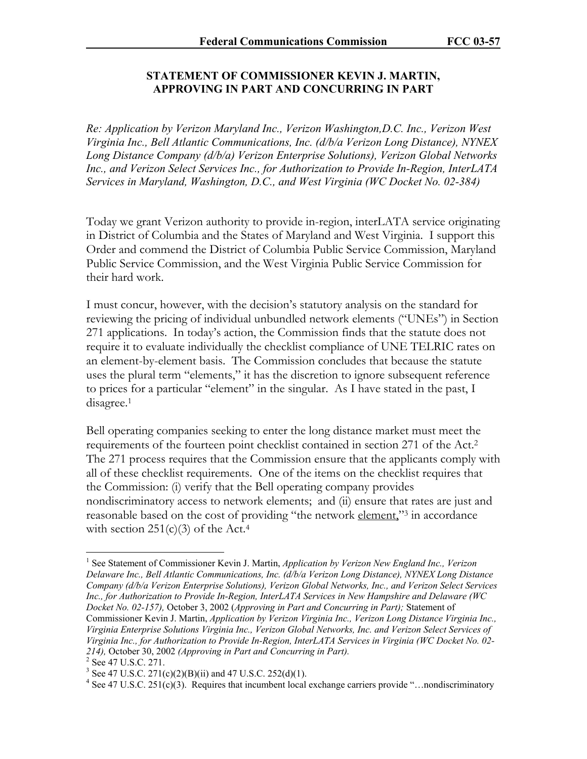## STATEMENT OF COMMISSIONER KEVIN J. MARTIN, APPROVING IN PART AND CONCURRING IN PART

*Re: Application by Verizon Maryland Inc., Verizon Washington,D.C. Inc., Verizon West Virginia Inc., Bell Atlantic Communications, Inc. (d/b/a Verizon Long Distance), NYNEX Long Distance Company (d/b/a) Verizon Enterprise Solutions), Verizon Global Networks Inc., and Verizon Select Services Inc., for Authorization to Provide In-Region, InterLATA Services in Maryland, Washington, D.C., and West Virginia (WC Docket No. 02-384)*

Today we grant Verizon authority to provide in-region, interLATA service originating in District of Columbia and the States of Maryland and West Virginia. I support this Order and commend the District of Columbia Public Service Commission, Maryland Public Service Commission, and the West Virginia Public Service Commission for their hard work.

I must concur, however, with the decision's statutory analysis on the standard for reviewing the pricing of individual unbundled network elements ("UNEs") in Section 271 applications. In today's action, the Commission finds that the statute does not require it to evaluate individually the checklist compliance of UNE TELRIC rates on an element-by-element basis. The Commission concludes that because the statute uses the plural term "elements," it has the discretion to ignore subsequent reference to prices for a particular "element" in the singular. As I have stated in the past, I disagree.[1]

Bell operating companies seeking to enter the long distance market must meet the requirements of the fourteen point checklist contained in section 271 of the Act.[2] The 271 process requires that the Commission ensure that the applicants comply with all of these checklist requirements. One of the items on the checklist requires that the Commission: (i) verify that the Bell operating company provides nondiscriminatory access to network elements; and (ii) ensure that rates are just and reasonable based on the cost of providing "the network <u>element</u>,"[3] in accordance with section 251(c)(3) of the Act.[4]

---

[1] See Statement of Commissioner Kevin J. Martin, *Application by Verizon New England Inc., Verizon Delaware Inc., Bell Atlantic Communications, Inc. (d/b/a Verizon Long Distance), NYNEX Long Distance Company (d/b/a Verizon Enterprise Solutions), Verizon Global Networks, Inc., and Verizon Select Services Inc., for Authorization to Provide In-Region, InterLATA Services in New Hampshire and Delaware (WC Docket No. 02-157),* October 3, 2002 (*Approving in Part and Concurring in Part);* Statement of Commissioner Kevin J. Martin, *Application by Verizon Virginia Inc., Verizon Long Distance Virginia Inc., Virginia Enterprise Solutions Virginia Inc., Verizon Global Networks, Inc. and Verizon Select Services of Virginia Inc., for Authorization to Provide In-Region, InterLATA Services in Virginia (WC Docket No. 02-214),* October 30, 2002 *(Approving in Part and Concurring in Part).*

[2] See 47 U.S.C. 271.

[3] See 47 U.S.C. 271(c)(2)(B)(ii) and 47 U.S.C. 252(d)(1).

[4] See 47 U.S.C. 251(c)(3). Requires that incumbent local exchange carriers provide "…nondiscriminatory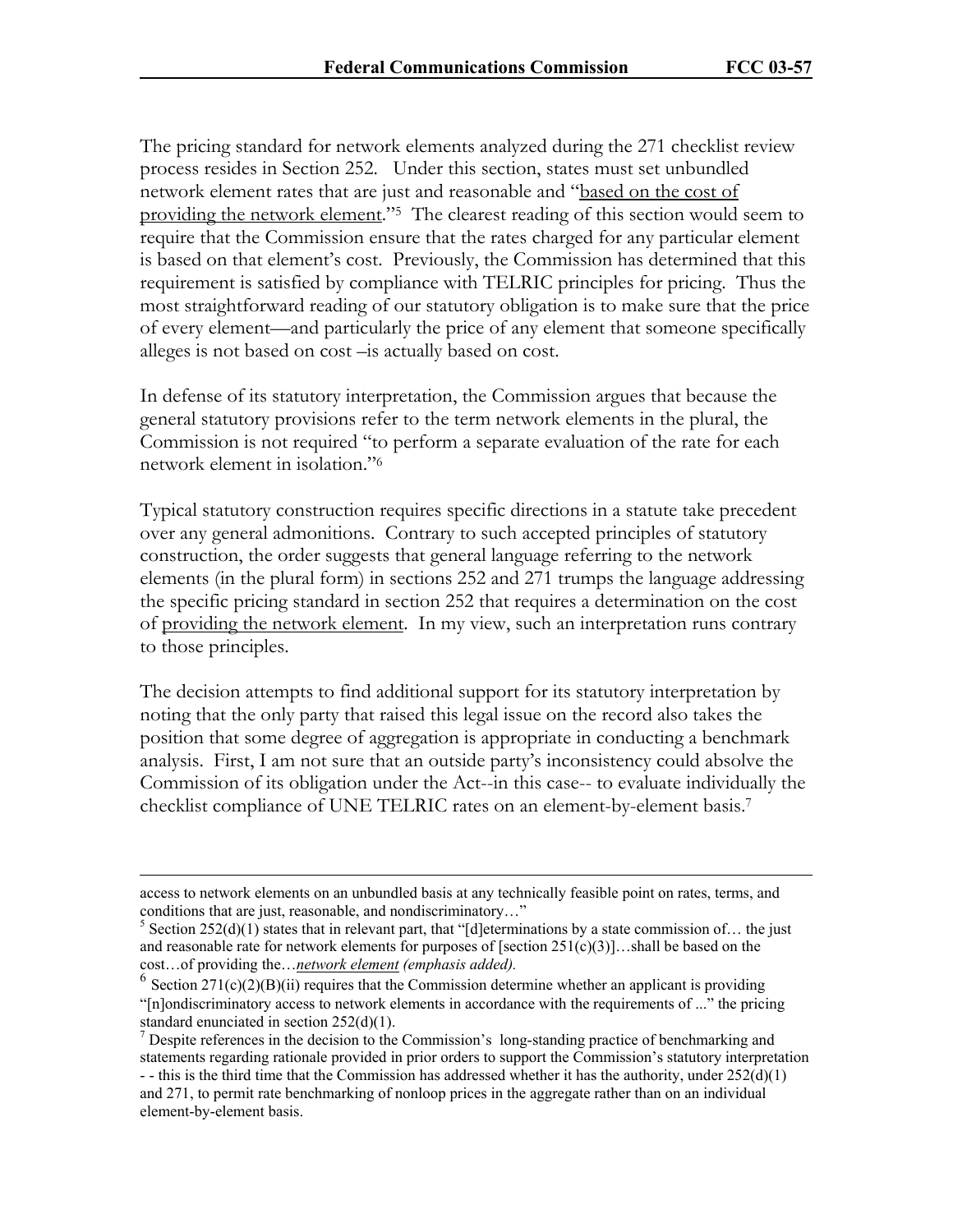The pricing standard for network elements analyzed during the 271 checklist review process resides in Section 252. Under this section, states must set unbundled network element rates that are just and reasonable and "<u>based on the cost of providing the network element</u>."[5] The clearest reading of this section would seem to require that the Commission ensure that the rates charged for any particular element is based on that element's cost. Previously, the Commission has determined that this requirement is satisfied by compliance with TELRIC principles for pricing. Thus the most straightforward reading of our statutory obligation is to make sure that the price of every element—and particularly the price of any element that someone specifically alleges is not based on cost –is actually based on cost.

In defense of its statutory interpretation, the Commission argues that because the general statutory provisions refer to the term network elements in the plural, the Commission is not required "to perform a separate evaluation of the rate for each network element in isolation."[6]

Typical statutory construction requires specific directions in a statute take precedent over any general admonitions. Contrary to such accepted principles of statutory construction, the order suggests that general language referring to the network elements (in the plural form) in sections 252 and 271 trumps the language addressing the specific pricing standard in section 252 that requires a determination on the cost of <u>providing the network element</u>. In my view, such an interpretation runs contrary to those principles.

The decision attempts to find additional support for its statutory interpretation by noting that the only party that raised this legal issue on the record also takes the position that some degree of aggregation is appropriate in conducting a benchmark analysis. First, I am not sure that an outside party's inconsistency could absolve the Commission of its obligation under the Act--in this case-- to evaluate individually the checklist compliance of UNE TELRIC rates on an element-by-element basis.[7]

---

access to network elements on an unbundled basis at any technically feasible point on rates, terms, and conditions that are just, reasonable, and nondiscriminatory…"

[5] Section 252(d)(1) states that in relevant part, that "[d]eterminations by a state commission of… the just and reasonable rate for network elements for purposes of [section 251(c)(3)]…shall be based on the cost…of providing the…***<u>network element</u>*** *(emphasis added).*

[6] Section 271(c)(2)(B)(ii) requires that the Commission determine whether an applicant is providing "[n]ondiscriminatory access to network elements in accordance with the requirements of ..." the pricing standard enunciated in section 252(d)(1).

[7] Despite references in the decision to the Commission's long-standing practice of benchmarking and statements regarding rationale provided in prior orders to support the Commission's statutory interpretation - - this is the third time that the Commission has addressed whether it has the authority, under 252(d)(1) and 271, to permit rate benchmarking of nonloop prices in the aggregate rather than on an individual element-by-element basis.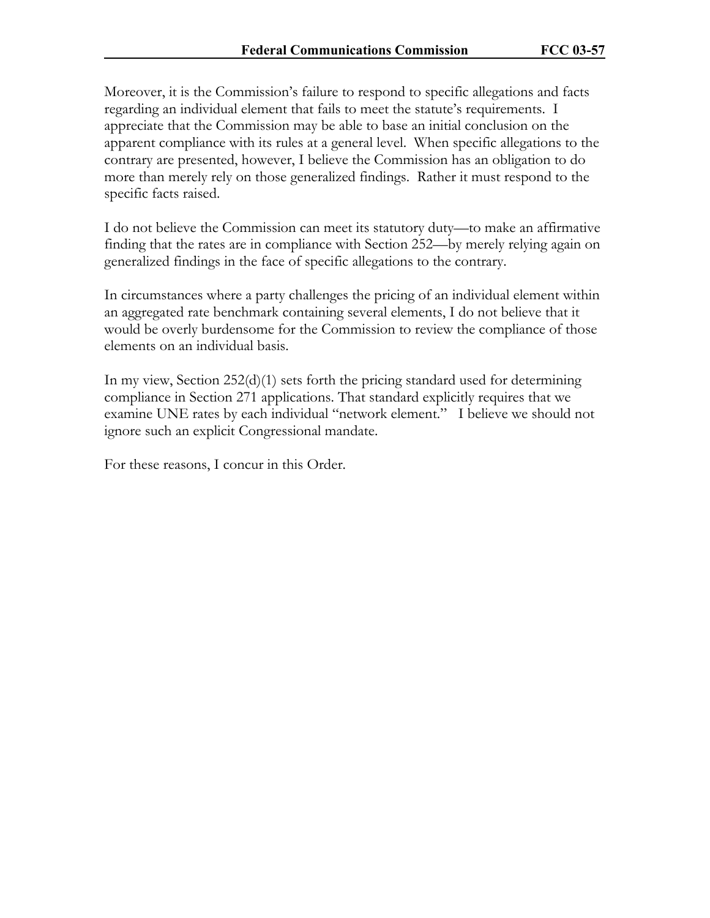Moreover, it is the Commission's failure to respond to specific allegations and facts regarding an individual element that fails to meet the statute's requirements. I appreciate that the Commission may be able to base an initial conclusion on the apparent compliance with its rules at a general level. When specific allegations to the contrary are presented, however, I believe the Commission has an obligation to do more than merely rely on those generalized findings. Rather it must respond to the specific facts raised.

I do not believe the Commission can meet its statutory duty—to make an affirmative finding that the rates are in compliance with Section 252—by merely relying again on generalized findings in the face of specific allegations to the contrary.

In circumstances where a party challenges the pricing of an individual element within an aggregated rate benchmark containing several elements, I do not believe that it would be overly burdensome for the Commission to review the compliance of those elements on an individual basis.

In my view, Section 252(d)(1) sets forth the pricing standard used for determining compliance in Section 271 applications. That standard explicitly requires that we examine UNE rates by each individual "network element." I believe we should not ignore such an explicit Congressional mandate.

For these reasons, I concur in this Order.